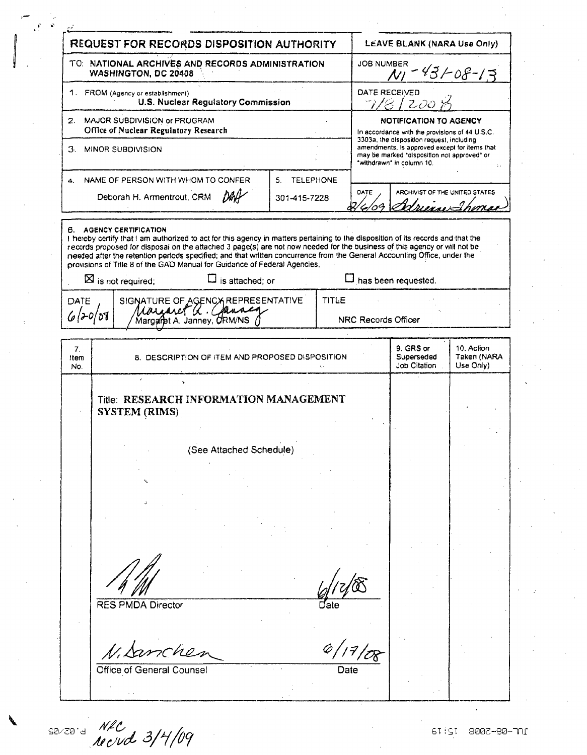# REQUEST FOR RECORDS DISPOSITION AUTHORITY

**LEAVE BLANK (NARA Use Only)**

TO: **NATIONAL ARCHIVES AND RECORDS ADMINISTRATION WASHINGTON, DC 20408**

JOB NUMBER: N1-431-08-13

DATE RECEIVED: 7/8/2008

1. FROM (Agency or establishment)
   **U.S. Nuclear Regulatory Commission**

2. MAJOR SUBDIVISION or PROGRAM
   **Office of Nuclear Regulatory Research**

3. MINOR SUBDIVISION

4. NAME OF PERSON WITH WHOM TO CONFER
   Deborah H. Armentrout, CRM DHA

5. TELEPHONE
   301-415-7228

**NOTIFICATION TO AGENCY**

In accordance with the provisions of 44 U.S.C. 3303a, the disposition request, including amendments, is approved except for items that may be marked "disposition not approved" or "withdrawn" in column 10.

| DATE | ARCHIVIST OF THE UNITED STATES |
|---|---|
| 2/6/09 | Adrienne Thomas |

**6. AGENCY CERTIFICATION**

I hereby certify that I am authorized to act for this agency in matters pertaining to the disposition of its records and that the records proposed for disposal on the attached 3 page(s) are not now needed for the business of this agency or will not be needed after the retention periods specified; and that written concurrence from the General Accounting Office, under the provisions of Title 8 of the GAO Manual for Guidance of Federal Agencies,

☒ is not required; ☐ is attached; or ☐ has been requested.

| DATE | SIGNATURE OF AGENCY REPRESENTATIVE | TITLE |
|---|---|---|
| 6/20/08 | Margaret A. Janney, CRM/NS | NRC Records Officer |

| 7. Item No. | 8. DESCRIPTION OF ITEM AND PROPOSED DISPOSITION | 9. GRS or Superseded Job Citation | 10. Action Taken (NARA Use Only) |
|---|---|---|---|
| | Title: **RESEARCH INFORMATION MANAGEMENT SYSTEM (RIMS)** | | |
| | (See Attached Schedule) | | |

RES PMDA Director — Date: 6/12/08

N. Sanchez
Office of General Counsel — Date: 6/17/08

NRC recvd 3/4/09

JUL-08-2008 15:19 P.02/05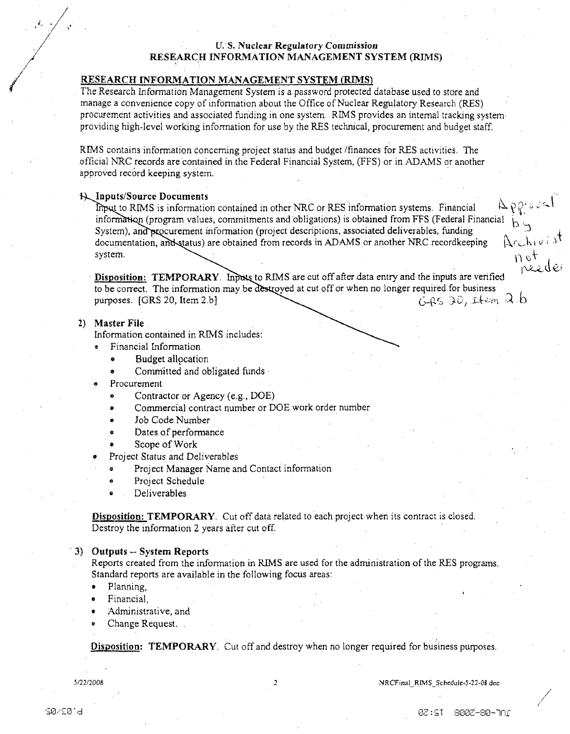U. S. Nuclear Regulatory Commission
RESEARCH INFORMATION MANAGEMENT SYSTEM (RIMS)

## RESEARCH INFORMATION MANAGEMENT SYSTEM (RIMS)

The Research Information Management System is a password protected database used to store and manage a convenience copy of information about the Office of Nuclear Regulatory Research (RES) procurement activities and associated funding in one system. RIMS provides an internal tracking system providing high-level working information for use by the RES technical, procurement and budget staff.

RIMS contains information concerning project status and budget /finances for RES activities. The official NRC records are contained in the Federal Financial System, (FFS) or in ADAMS or another approved record keeping system.

**1) Inputs/Source Documents**

Input to RIMS is information contained in other NRC or RES information systems. Financial information (program values, commitments and obligations) is obtained from FFS (Federal Financial System), and procurement information (project descriptions, associated deliverables, funding documentation, and status) are obtained from records in ADAMS or another NRC recordkeeping system.

**Disposition: TEMPORARY**. Inputs to RIMS are cut off after data entry and the inputs are verified to be correct. The information may be destroyed at cut off or when no longer required for business purposes. [GRS 20, Item 2.b]

Approval by Archivist not needed
GRS 20, Item 2.b

**2) Master File**

Information contained in RIMS includes:

- Financial Information
  - Budget allocation
  - Committed and obligated funds
- Procurement
  - Contractor or Agency (e.g., DOE)
  - Commercial contract number or DOE work order number
  - Job Code Number
  - Dates of performance
  - Scope of Work
- Project Status and Deliverables
  - Project Manager Name and Contact information
  - Project Schedule
  - Deliverables

**Disposition: TEMPORARY**. Cut off data related to each project when its contract is closed. Destroy the information 2 years after cut off.

**3) Outputs -- System Reports**

Reports created from the information in RIMS are used for the administration of the RES programs. Standard reports are available in the following focus areas:

- Planning,
- Financial,
- Administrative, and
- Change Request.

**Disposition: TEMPORARY**. Cut off and destroy when no longer required for business purposes.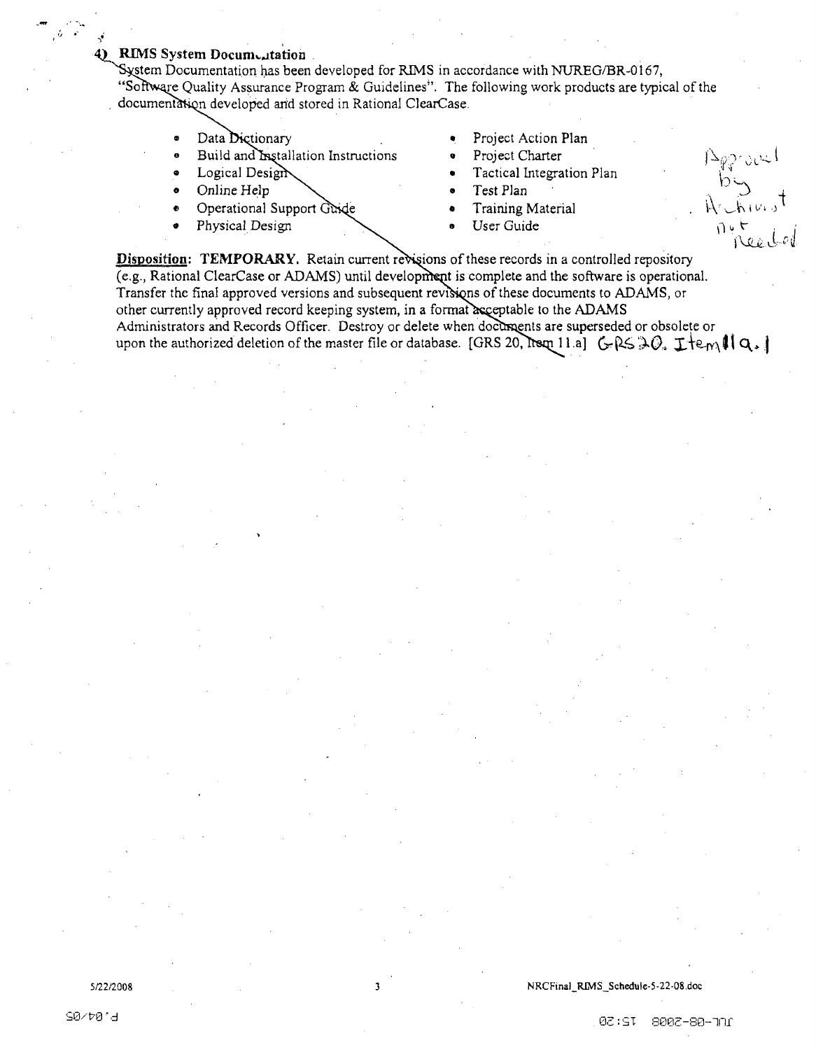**4) RIMS System Documentation**

System Documentation has been developed for RIMS in accordance with NUREG/BR-0167, "Software Quality Assurance Program & Guidelines". The following work products are typical of the documentation developed and stored in Rational ClearCase.

- Data Dictionary
- Build and Installation Instructions
- Logical Design
- Online Help
- Operational Support Guide
- Physical Design
- Project Action Plan
- Project Charter
- Tactical Integration Plan
- Test Plan
- Training Material
- User Guide

Approval by Archivist not Needed

**Disposition**: **TEMPORARY.** Retain current revisions of these records in a controlled repository (e.g., Rational ClearCase or ADAMS) until development is complete and the software is operational. Transfer the final approved versions and subsequent revisions of these documents to ADAMS, or other currently approved record keeping system, in a format acceptable to the ADAMS Administrators and Records Officer. Destroy or delete when documents are superseded or obsolete or upon the authorized deletion of the master file or database. [GRS 20, Item 11.a] GRS 20. Item 11a.1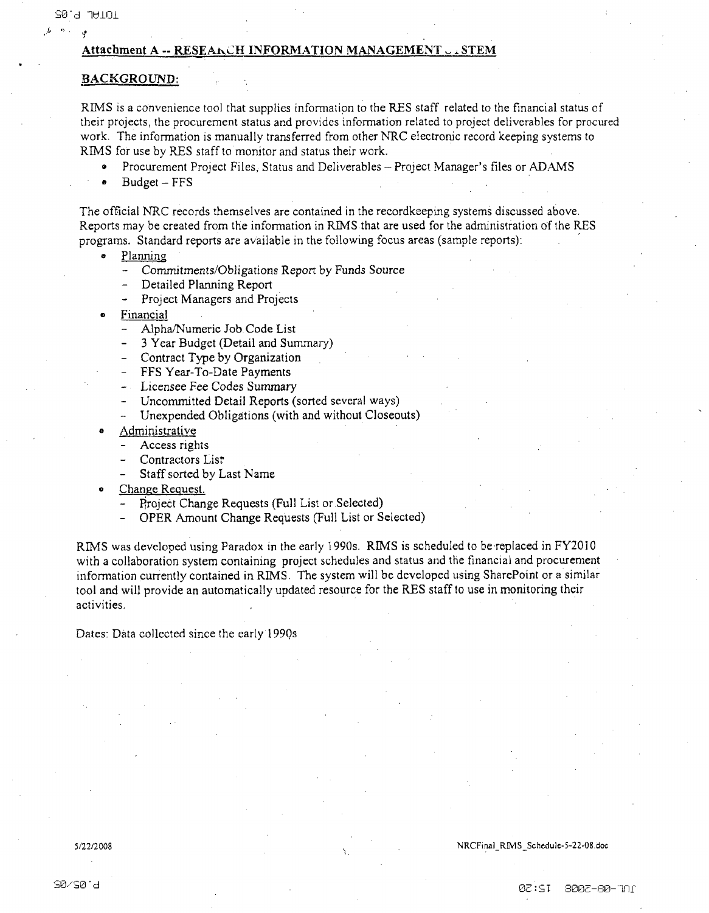## Attachment A -- RESEARCH INFORMATION MANAGEMENT SYSTEM

**BACKGROUND:**

RIMS is a convenience tool that supplies information to the RES staff related to the financial status of their projects, the procurement status and provides information related to project deliverables for procured work. The information is manually transferred from other NRC electronic record keeping systems to RIMS for use by RES staff to monitor and status their work.

- Procurement Project Files, Status and Deliverables – Project Manager's files or ADAMS
- Budget – FFS

The official NRC records themselves are contained in the recordkeeping systems discussed above. Reports may be created from the information in RIMS that are used for the administration of the RES programs. Standard reports are available in the following focus areas (sample reports):

- Planning
  - *Commitments/Obligations Report by Funds Source*
  - Detailed Planning Report
  - Project Managers and Projects
- Financial
  - Alpha/Numeric Job Code List
  - 3 Year Budget (Detail and Summary)
  - Contract Type by Organization
  - FFS Year-To-Date Payments
  - Licensee Fee Codes Summary
  - Uncommitted Detail Reports (sorted several ways)
  - Unexpended Obligations (with and without Closeouts)
- Administrative
  - Access rights
  - Contractors List
  - Staff sorted by Last Name
- Change Request.
  - Project Change Requests (Full List or Selected)
  - OPER Amount Change Requests (Full List or Selected)

RIMS was developed using Paradox in the early 1990s. RIMS is scheduled to be replaced in FY2010 with a collaboration system containing project schedules and status and the financial and procurement information currently contained in RIMS. The system will be developed using SharePoint or a similar tool and will provide an automatically updated resource for the RES staff to use in monitoring their activities.

Dates: Data collected since the early 1990s

5/22/2008 NRCFinal_RIMS_Schedule-5-22-08.doc